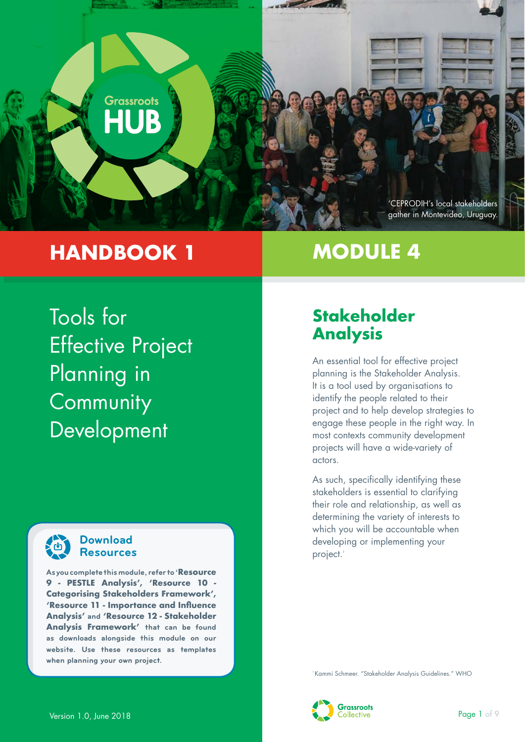'CEPRODIH's local stakeholders gather in Montevideo, Uruguay.

# HANDBOOK 1

# MODULE 4

Tools for Effective Project Planning in Community Development

**Download Resources**

As you complete this module, refer to **'Resource 9 - PESTLE Analysis', 'Resource 10 - Categorising Stakeholders Framework', 'Resource 11 - Importance and Influence Analysis'** and **'Resource 12 - Stakeholder Analysis Framework'** that can be found as downloads alongside this module on our website. Use these resources as templates when planning your own project.

## Stakeholder Analysis

An essential tool for effective project planning is the Stakeholder Analysis. It is a tool used by organisations to identify the people related to their project and to help develop strategies to engage these people in the right way. In most contexts community development projects will have a wide-variety of actors.

As such, specifically identifying these stakeholders is essential to clarifying their role and relationship, as well as determining the variety of interests to which you will be accountable when developing or implementing your project.[1]

[1] Kammi Schmeer. "Stakeholder Analysis Guidelines." WHO

Version 1.0, June 2018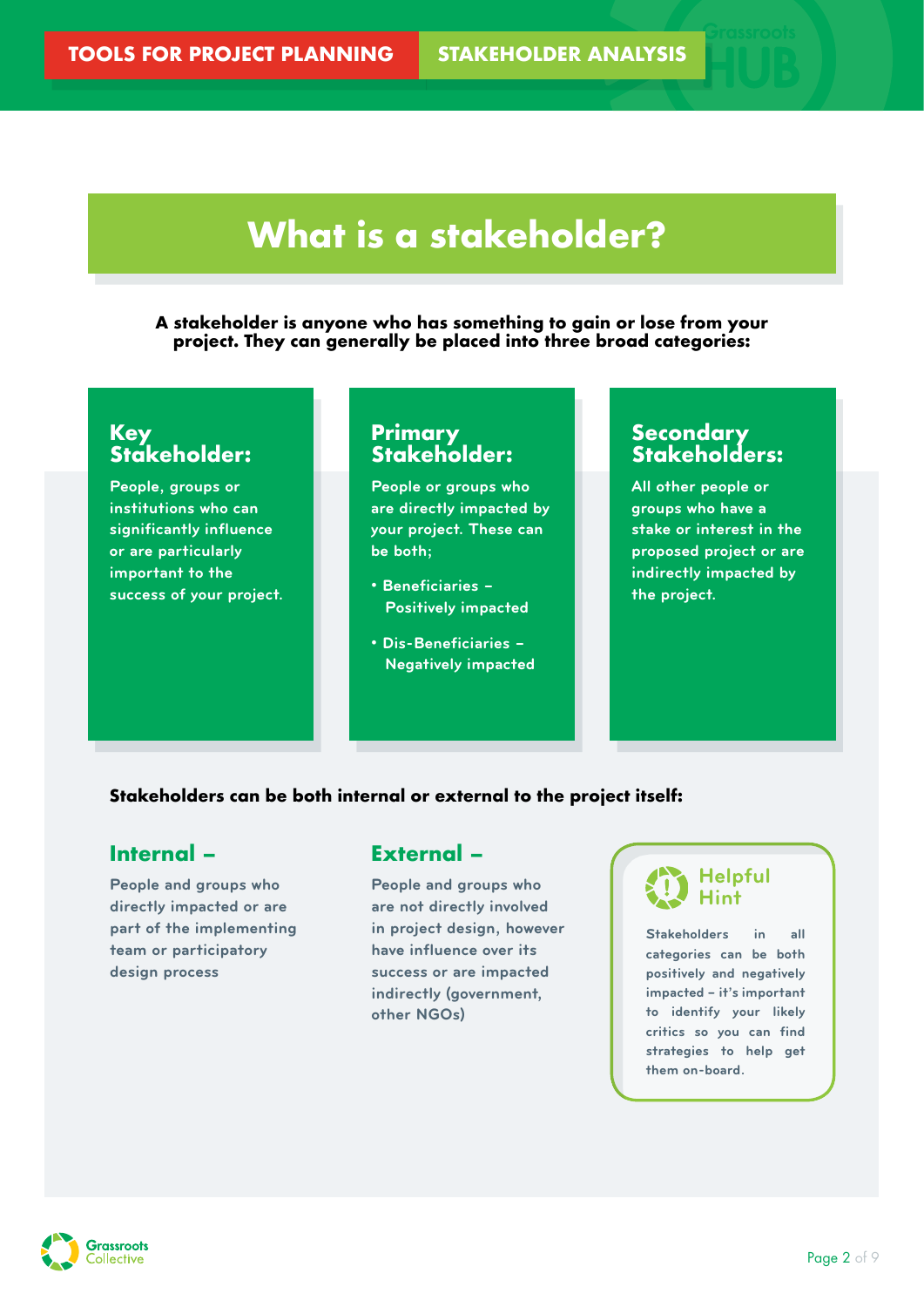# What is a stakeholder?

**A stakeholder is anyone who has something to gain or lose from your project. They can generally be placed into three broad categories:**

### Key Stakeholder:

People, groups or institutions who can significantly influence or are particularly important to the success of your project.

### Primary Stakeholder:

People or groups who are directly impacted by your project. These can be both;

- Beneficiaries – Positively impacted
- Dis-Beneficiaries – Negatively impacted

### Secondary Stakeholders:

All other people or groups who have a stake or interest in the proposed project or are indirectly impacted by the project.

**Stakeholders can be both internal or external to the project itself:**

### Internal –

People and groups who directly impacted or are part of the implementing team or participatory design process

### External –

People and groups who are not directly involved in project design, however have influence over its success or are impacted indirectly (government, other NGOs)

### Helpful Hint

Stakeholders in all categories can be both positively and negatively impacted – it's important to identify your likely critics so you can find strategies to help get them on-board.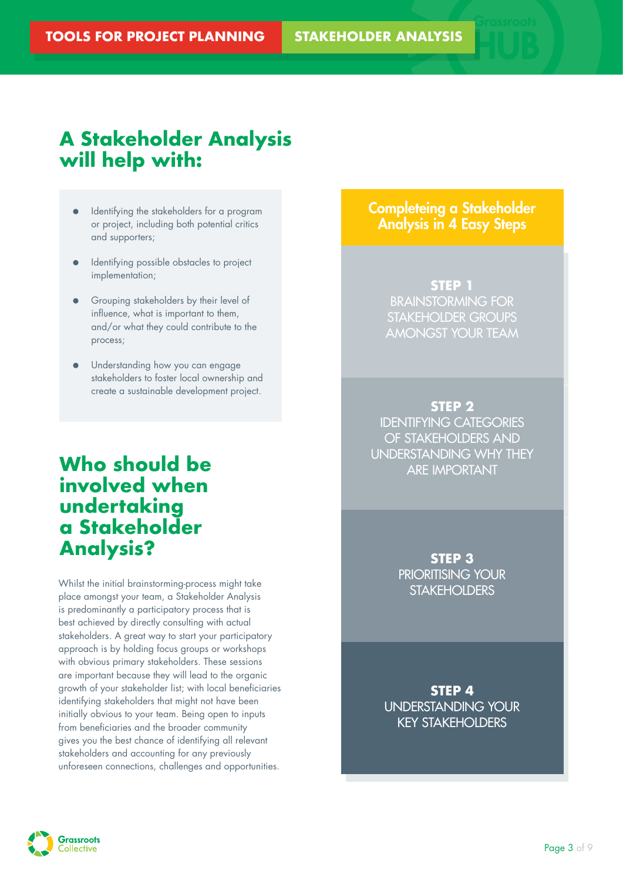# A Stakeholder Analysis will help with:

- Identifying the stakeholders for a program or project, including both potential critics and supporters;
- Identifying possible obstacles to project implementation;
- Grouping stakeholders by their level of influence, what is important to them, and/or what they could contribute to the process;
- Understanding how you can engage stakeholders to foster local ownership and create a sustainable development project.

## Who should be involved when undertaking a Stakeholder Analysis?

Whilst the initial brainstorming-process might take place amongst your team, a Stakeholder Analysis is predominantly a participatory process that is best achieved by directly consulting with actual stakeholders. A great way to start your participatory approach is by holding focus groups or workshops with obvious primary stakeholders. These sessions are important because they will lead to the organic growth of your stakeholder list; with local beneficiaries identifying stakeholders that might not have been initially obvious to your team. Being open to inputs from beneficiaries and the broader community gives you the best chance of identifying all relevant stakeholders and accounting for any previously unforeseen connections, challenges and opportunities.

## Completeing a Stakeholder Analysis in 4 Easy Steps

**STEP 1**
BRAINSTORMING FOR STAKEHOLDER GROUPS AMONGST YOUR TEAM

**STEP 2**
IDENTIFYING CATEGORIES OF STAKEHOLDERS AND UNDERSTANDING WHY THEY ARE IMPORTANT

**STEP 3**
PRIORITISING YOUR STAKEHOLDERS

**STEP 4**
UNDERSTANDING YOUR KEY STAKEHOLDERS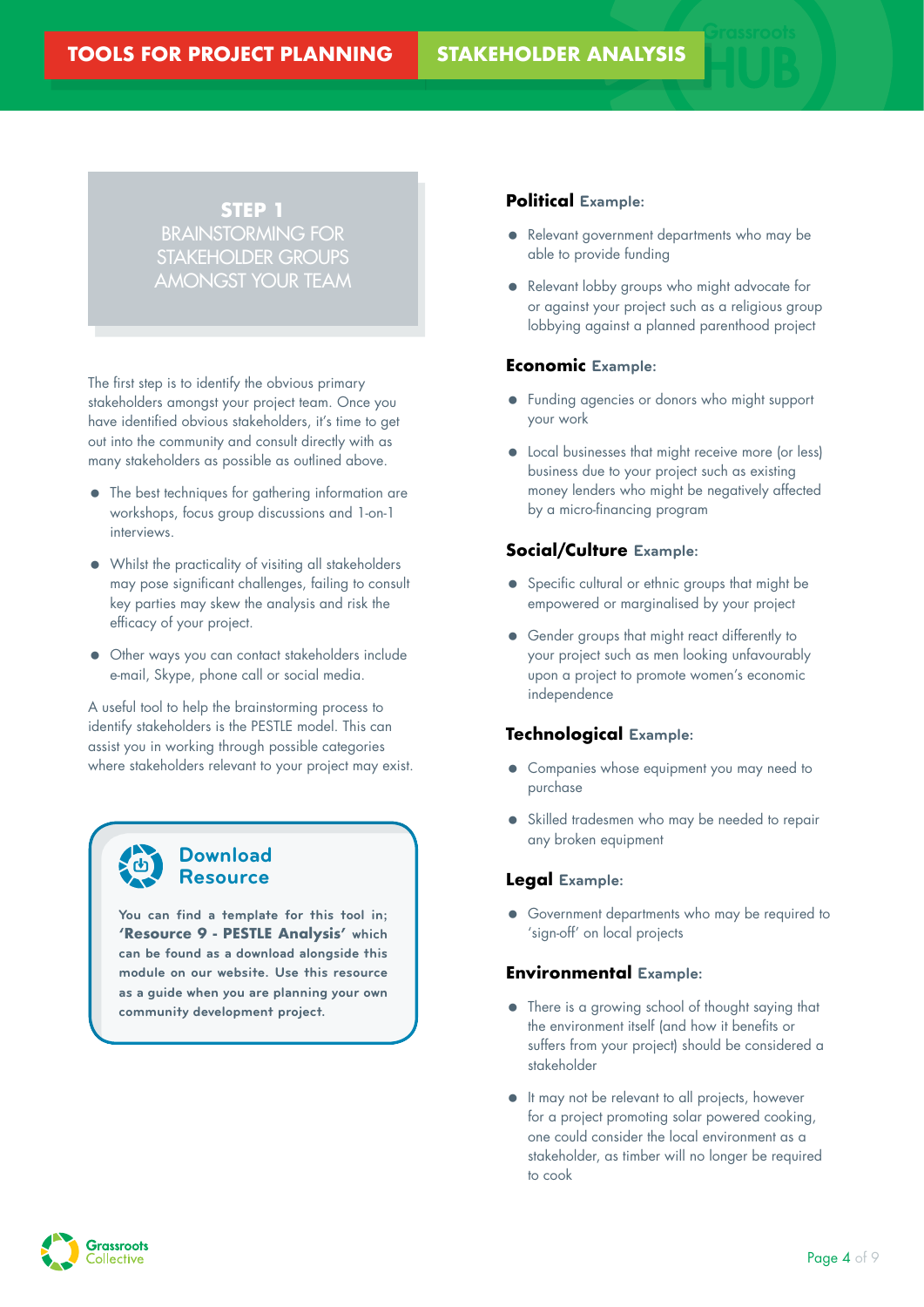## STEP 1 BRAINSTORMING FOR STAKEHOLDER GROUPS AMONGST YOUR TEAM

The first step is to identify the obvious primary stakeholders amongst your project team. Once you have identified obvious stakeholders, it's time to get out into the community and consult directly with as many stakeholders as possible as outlined above.

- The best techniques for gathering information are workshops, focus group discussions and 1-on-1 interviews.
- Whilst the practicality of visiting all stakeholders may pose significant challenges, failing to consult key parties may skew the analysis and risk the efficacy of your project.
- Other ways you can contact stakeholders include e-mail, Skype, phone call or social media.

A useful tool to help the brainstorming process to identify stakeholders is the PESTLE model. This can assist you in working through possible categories where stakeholders relevant to your project may exist.

### Download Resource

You can find a template for this tool in; **'Resource 9 - PESTLE Analysis'** which can be found as a download alongside this module on our website. Use this resource as a guide when you are planning your own community development project.

### Political Example:

- Relevant government departments who may be able to provide funding
- Relevant lobby groups who might advocate for or against your project such as a religious group lobbying against a planned parenthood project

### Economic Example:

- Funding agencies or donors who might support your work
- Local businesses that might receive more (or less) business due to your project such as existing money lenders who might be negatively affected by a micro-financing program

### Social/Culture Example:

- Specific cultural or ethnic groups that might be empowered or marginalised by your project
- Gender groups that might react differently to your project such as men looking unfavourably upon a project to promote women's economic independence

### Technological Example:

- Companies whose equipment you may need to purchase
- Skilled tradesmen who may be needed to repair any broken equipment

### Legal Example:

- Government departments who may be required to 'sign-off' on local projects

### Environmental Example:

- There is a growing school of thought saying that the environment itself (and how it benefits or suffers from your project) should be considered a stakeholder
- It may not be relevant to all projects, however for a project promoting solar powered cooking, one could consider the local environment as a stakeholder, as timber will no longer be required to cook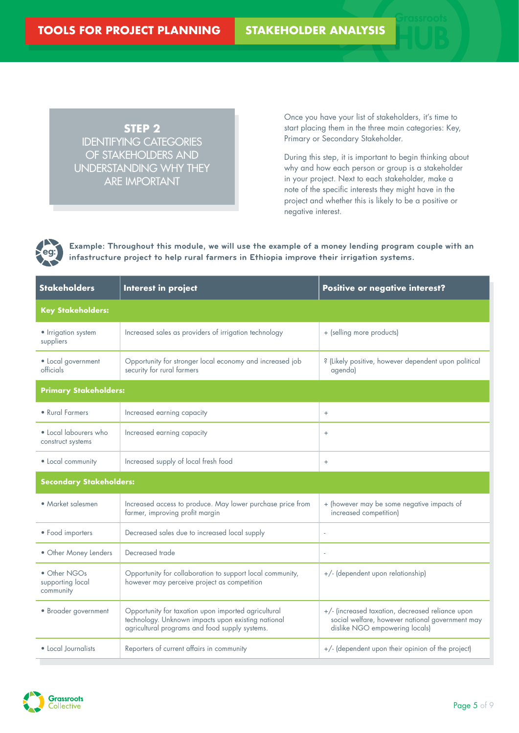## STEP 2
## IDENTIFYING CATEGORIES OF STAKEHOLDERS AND UNDERSTANDING WHY THEY ARE IMPORTANT

Once you have your list of stakeholders, it's time to start placing them in the three main categories: Key, Primary or Secondary Stakeholder.

During this step, it is important to begin thinking about why and how each person or group is a stakeholder in your project. Next to each stakeholder, make a note of the specific interests they might have in the project and whether this is likely to be a positive or negative interest.

**Example: Throughout this module, we will use the example of a money lending program couple with an infastructure project to help rural farmers in Ethiopia improve their irrigation systems.**

| Stakeholders | Interest in project | Positive or negative interest? |
|---|---|---|
| **Key Stakeholders:** | | |
| • Irrigation system suppliers | Increased sales as providers of irrigation technology | + (selling more products) |
| • Local government officials | Opportunity for stronger local economy and increased job security for rural farmers | ? (Likely positive, however dependent upon political agenda) |
| **Primary Stakeholders:** | | |
| • Rural Farmers | Increased earning capacity | + |
| • Local labourers who construct systems | Increased earning capacity | + |
| • Local community | Increased supply of local fresh food | + |
| **Secondary Stakeholders:** | | |
| • Market salesmen | Increased access to produce. May lower purchase price from farmer, improving profit margin | + (however may be some negative impacts of increased competition) |
| • Food importers | Decreased sales due to increased local supply | - |
| • Other Money Lenders | Decreased trade | - |
| • Other NGOs supporting local community | Opportunity for collaboration to support local community, however may perceive project as competition | +/- (dependent upon relationship) |
| • Broader government | Opportunity for taxation upon imported agricultural technology. Unknown impacts upon existing national agricultural programs and food supply systems. | +/- (increased taxation, decreased reliance upon social welfare, however national government may dislike NGO empowering locals) |
| • Local Journalists | Reporters of current affairs in community | +/- (dependent upon their opinion of the project) |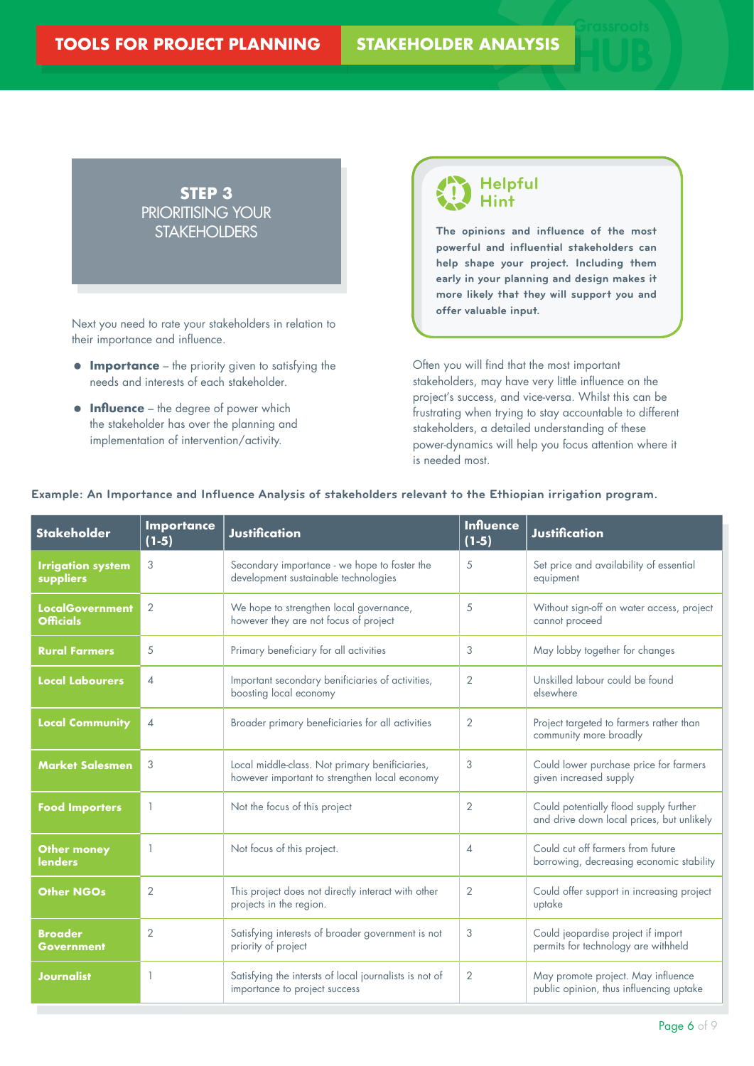## STEP 3
## PRIORITISING YOUR STAKEHOLDERS

Next you need to rate your stakeholders in relation to their importance and influence.

- **Importance** – the priority given to satisfying the needs and interests of each stakeholder.
- **Influence** – the degree of power which the stakeholder has over the planning and implementation of intervention/activity.

### Helpful Hint

**The opinions and influence of the most powerful and influential stakeholders can help shape your project. Including them early in your planning and design makes it more likely that they will support you and offer valuable input.**

Often you will find that the most important stakeholders, may have very little influence on the project's success, and vice-versa. Whilst this can be frustrating when trying to stay accountable to different stakeholders, a detailed understanding of these power-dynamics will help you focus attention where it is needed most.

**Example: An Importance and Influence Analysis of stakeholders relevant to the Ethiopian irrigation program.**

| Stakeholder | Importance (1-5) | Justification | Influence (1-5) | Justification |
|---|---|---|---|---|
| **Irrigation system suppliers** | 3 | Secondary importance - we hope to foster the development sustainable technologies | 5 | Set price and availability of essential equipment |
| **LocalGovernment Officials** | 2 | We hope to strengthen local governance, however they are not focus of project | 5 | Without sign-off on water access, project cannot proceed |
| **Rural Farmers** | 5 | Primary beneficiary for all activities | 3 | May lobby together for changes |
| **Local Labourers** | 4 | Important secondary benificiaries of activities, boosting local economy | 2 | Unskilled labour could be found elsewhere |
| **Local Community** | 4 | Broader primary beneficiaries for all activities | 2 | Project targeted to farmers rather than community more broadly |
| **Market Salesmen** | 3 | Local middle-class. Not primary benificiaries, however important to strengthen local economy | 3 | Could lower purchase price for farmers given increased supply |
| **Food Importers** | 1 | Not the focus of this project | 2 | Could potentially flood supply further and drive down local prices, but unlikely |
| **Other money lenders** | 1 | Not focus of this project. | 4 | Could cut off farmers from future borrowing, decreasing economic stability |
| **Other NGOs** | 2 | This project does not directly interact with other projects in the region. | 2 | Could offer support in increasing project uptake |
| **Broader Government** | 2 | Satisfying interests of broader government is not priority of project | 3 | Could jeopardise project if import permits for technology are withheld |
| **Journalist** | 1 | Satisfying the intersts of local journalists is not of importance to project success | 2 | May promote project. May influence public opinion, thus influencing uptake |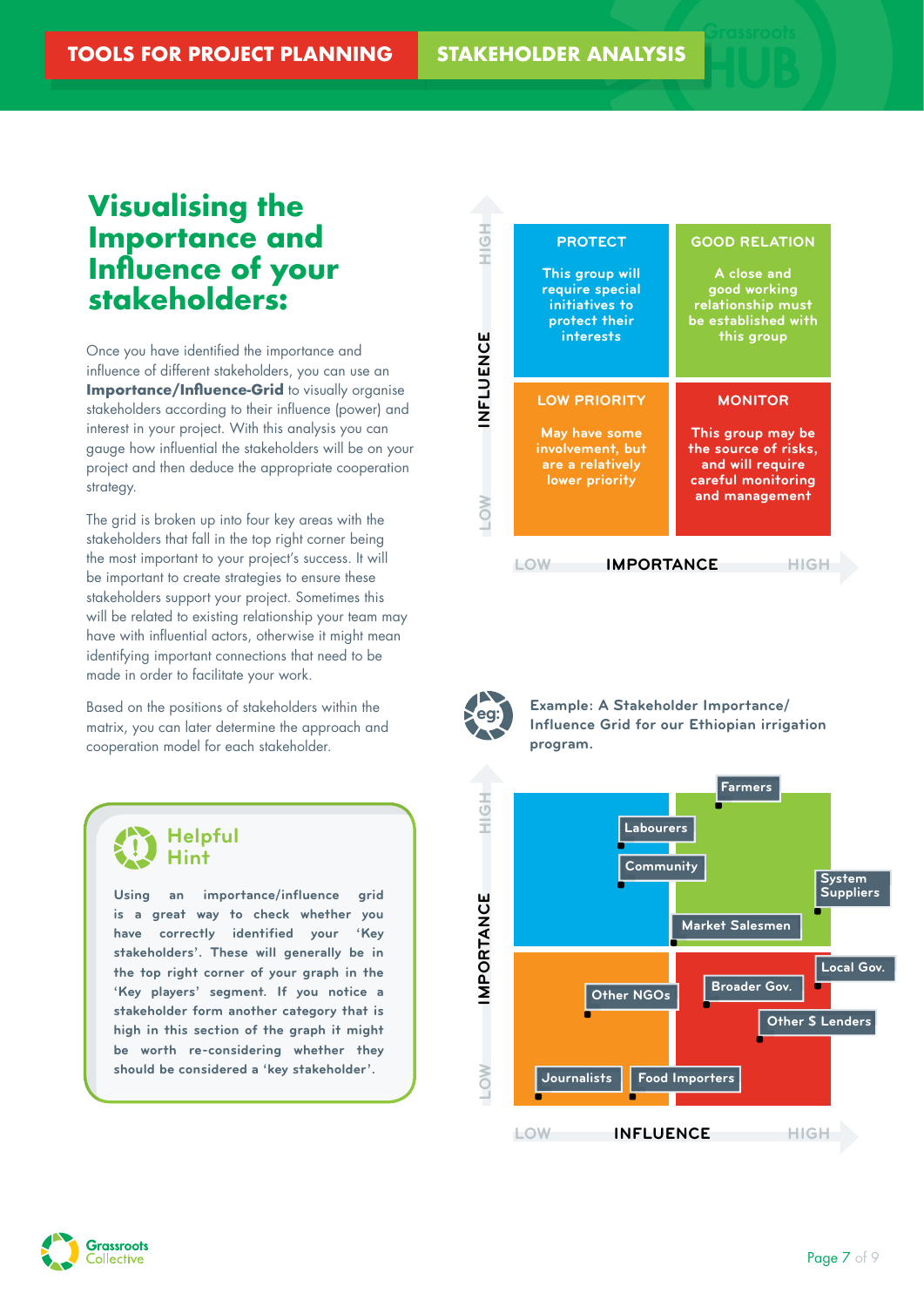# Visualising the Importance and Influence of your stakeholders:

Once you have identified the importance and influence of different stakeholders, you can use an **Importance/Influence-Grid** to visually organise stakeholders according to their influence (power) and interest in your project. With this analysis you can gauge how influential the stakeholders will be on your project and then deduce the appropriate cooperation strategy.

The grid is broken up into four key areas with the stakeholders that fall in the top right corner being the most important to your project's success. It will be important to create strategies to ensure these stakeholders support your project. Sometimes this will be related to existing relationship your team may have with influential actors, otherwise it might mean identifying important connections that need to be made in order to facilitate your work.

Based on the positions of stakeholders within the matrix, you can later determine the approach and cooperation model for each stakeholder.

## Helpful Hint

Using an importance/influence grid is a great way to check whether you have correctly identified your 'Key stakeholders'. These will generally be in the top right corner of your graph in the 'Key players' segment. If you notice a stakeholder form another category that is high in this section of the graph it might be worth re-considering whether they should be considered a 'key stakeholder'.

INFLUENCE (LOW – HIGH)

IMPORTANCE (LOW – HIGH)

PROTECT
This group will require special initiatives to protect their interests

GOOD RELATION
A close and good working relationship must be established with this group

LOW PRIORITY
May have some involvement, but are a relatively lower priority

MONITOR
This group may be the source of risks, and will require careful monitoring and management

eg: Example: A Stakeholder Importance/Influence Grid for our Ethiopian irrigation program.

IMPORTANCE (LOW – HIGH)

INFLUENCE (LOW – HIGH)

Farmers

Labourers

Community

System Suppliers

Market Salesmen

Local Gov.

Broader Gov.

Other NGOs

Other $ Lenders

Journalists

Food Importers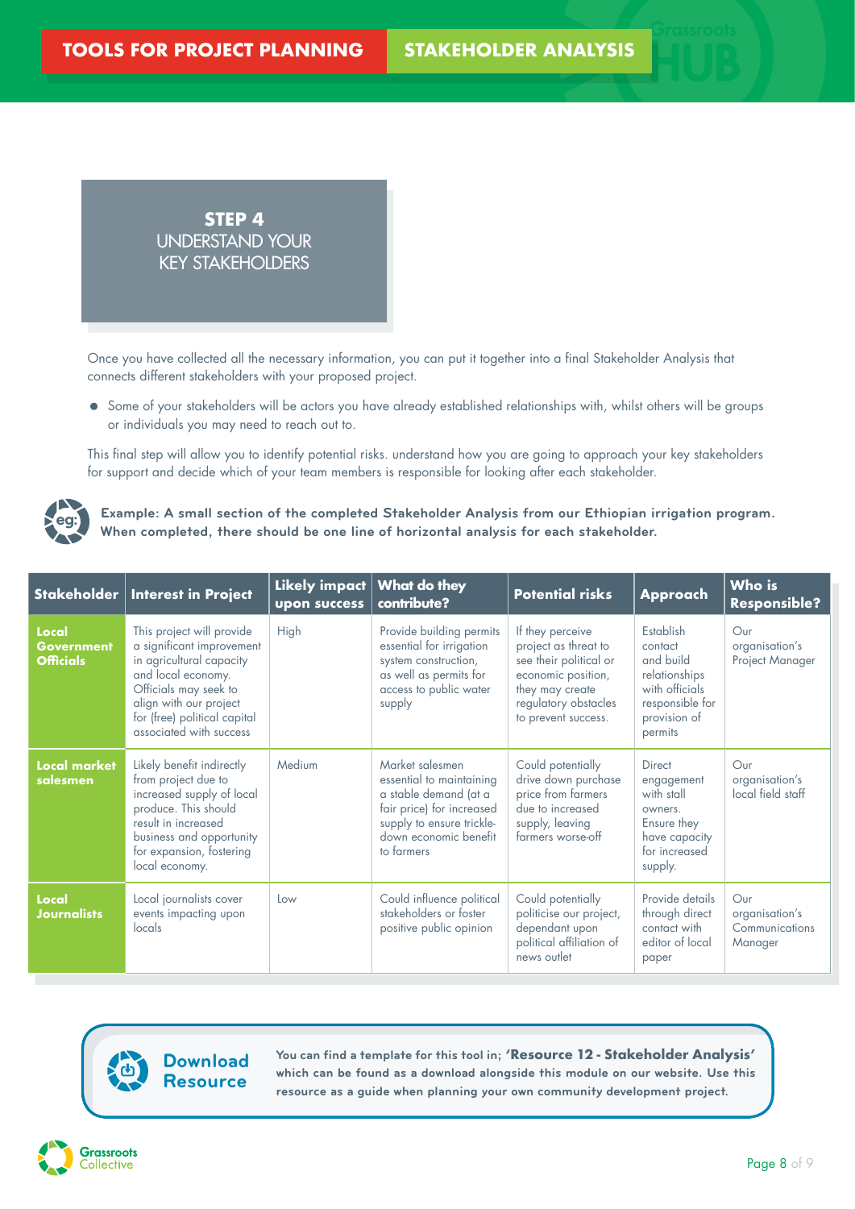## STEP 4
## UNDERSTAND YOUR KEY STAKEHOLDERS

Once you have collected all the necessary information, you can put it together into a final Stakeholder Analysis that connects different stakeholders with your proposed project.

- Some of your stakeholders will be actors you have already established relationships with, whilst others will be groups or individuals you may need to reach out to.

This final step will allow you to identify potential risks. understand how you are going to approach your key stakeholders for support and decide which of your team members is responsible for looking after each stakeholder.

**Example: A small section of the completed Stakeholder Analysis from our Ethiopian irrigation program. When completed, there should be one line of horizontal analysis for each stakeholder.**

| Stakeholder | Interest in Project | Likely impact upon success | What do they contribute? | Potential risks | Approach | Who is Responsible? |
|---|---|---|---|---|---|---|
| **Local Government Officials** | This project will provide a significant improvement in agricultural capacity and local economy. Officials may seek to align with our project for (free) political capital associated with success | High | Provide building permits essential for irrigation system construction, as well as permits for access to public water supply | If they perceive project as threat to see their political or economic position, they may create regulatory obstacles to prevent success. | Establish contact and build relationships with officials responsible for provision of permits | Our organisation's Project Manager |
| **Local market salesmen** | Likely benefit indirectly from project due to increased supply of local produce. This should result in increased business and opportunity for expansion, fostering local economy. | Medium | Market salesmen essential to maintaining a stable demand (at a fair price) for increased supply to ensure trickle-down economic benefit to farmers | Could potentially drive down purchase price from farmers due to increased supply, leaving farmers worse-off | Direct engagement with stall owners. Ensure they have capacity for increased supply. | Our organisation's local field staff |
| **Local Journalists** | Local journalists cover events impacting upon locals | Low | Could influence political stakeholders or foster positive public opinion | Could potentially politicise our project, dependant upon political affiliation of news outlet | Provide details through direct contact with editor of local paper | Our organisation's Communications Manager |

**Download Resource**

**You can find a template for this tool in; 'Resource 12 - Stakeholder Analysis' which can be found as a download alongside this module on our website. Use this resource as a guide when planning your own community development project.**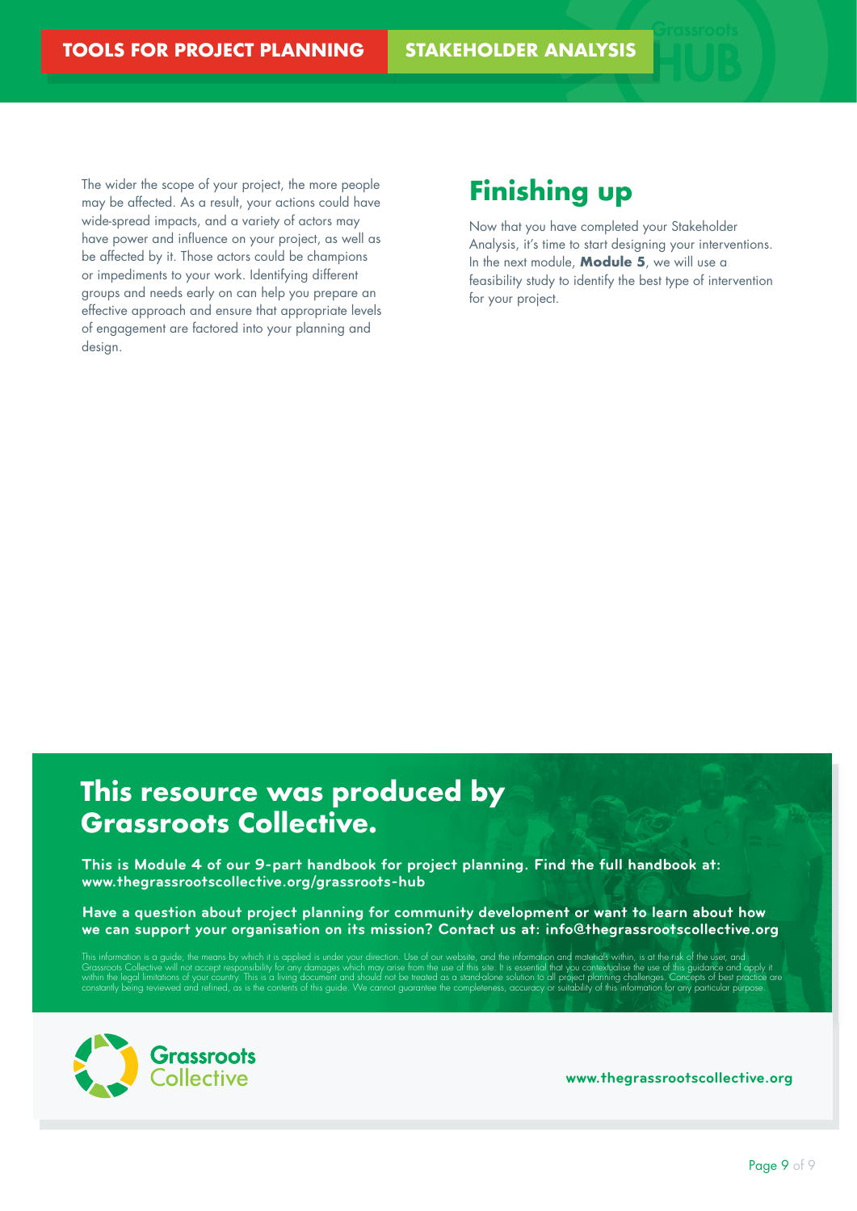The wider the scope of your project, the more people may be affected. As a result, your actions could have wide-spread impacts, and a variety of actors may have power and influence on your project, as well as be affected by it. Those actors could be champions or impediments to your work. Identifying different groups and needs early on can help you prepare an effective approach and ensure that appropriate levels of engagement are factored into your planning and design.

## Finishing up

Now that you have completed your Stakeholder Analysis, it's time to start designing your interventions. In the next module, **Module 5**, we will use a feasibility study to identify the best type of intervention for your project.

## This resource was produced by Grassroots Collective.

**This is Module 4 of our 9-part handbook for project planning. Find the full handbook at: www.thegrassrootscollective.org/grassroots-hub**

**Have a question about project planning for community development or want to learn about how we can support your organisation on its mission? Contact us at: info@thegrassrootscollective.org**

This information is a guide; the means by which it is applied is under your direction. Use of our website, and the information and materials within, is at the risk of the user, and Grassroots Collective will not accept responsibility for any damages which may arise from the use of this site. It is essential that you contextualise the use of this guidance and apply it within the legal limitations of your country. This is a living document and should not be treated as a stand-alone solution to all project planning challenges. Concepts of best practice are constantly being reviewed and refined, as is the contents of this guide. We cannot guarantee the completeness, accuracy or suitability of this information for any particular purpose.

Grassroots Collective

www.thegrassrootscollective.org